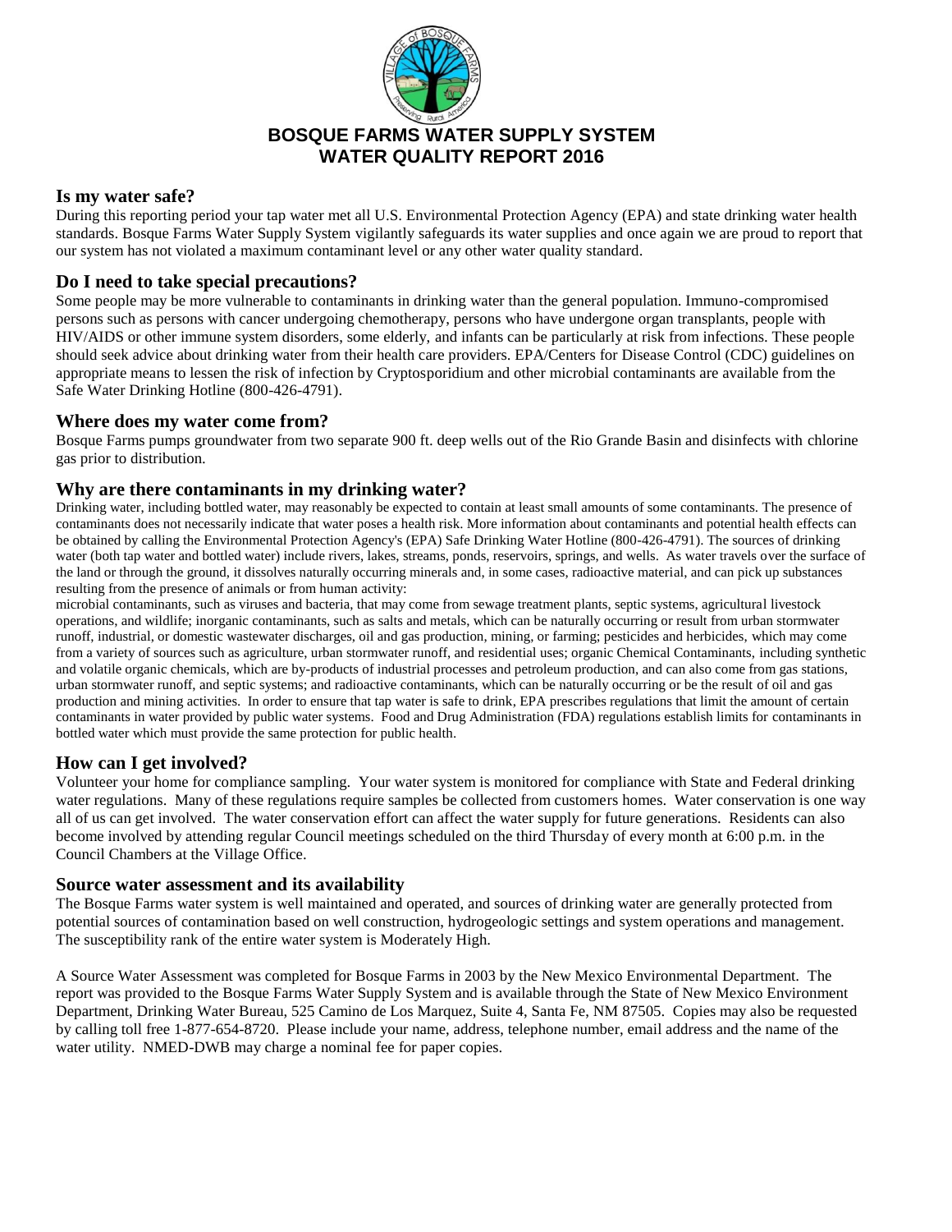# BOSQUE FARMS WATER SUPPLY SYSTEM
# WATER QUALITY REPORT 2016

## Is my water safe?

During this reporting period your tap water met all U.S. Environmental Protection Agency (EPA) and state drinking water health standards. Bosque Farms Water Supply System vigilantly safeguards its water supplies and once again we are proud to report that our system has not violated a maximum contaminant level or any other water quality standard.

## Do I need to take special precautions?

Some people may be more vulnerable to contaminants in drinking water than the general population. Immuno-compromised persons such as persons with cancer undergoing chemotherapy, persons who have undergone organ transplants, people with HIV/AIDS or other immune system disorders, some elderly, and infants can be particularly at risk from infections. These people should seek advice about drinking water from their health care providers. EPA/Centers for Disease Control (CDC) guidelines on appropriate means to lessen the risk of infection by Cryptosporidium and other microbial contaminants are available from the Safe Water Drinking Hotline (800-426-4791).

## Where does my water come from?

Bosque Farms pumps groundwater from two separate 900 ft. deep wells out of the Rio Grande Basin and disinfects with chlorine gas prior to distribution.

## Why are there contaminants in my drinking water?

Drinking water, including bottled water, may reasonably be expected to contain at least small amounts of some contaminants. The presence of contaminants does not necessarily indicate that water poses a health risk. More information about contaminants and potential health effects can be obtained by calling the Environmental Protection Agency's (EPA) Safe Drinking Water Hotline (800-426-4791). The sources of drinking water (both tap water and bottled water) include rivers, lakes, streams, ponds, reservoirs, springs, and wells. As water travels over the surface of the land or through the ground, it dissolves naturally occurring minerals and, in some cases, radioactive material, and can pick up substances resulting from the presence of animals or from human activity:

microbial contaminants, such as viruses and bacteria, that may come from sewage treatment plants, septic systems, agricultural livestock operations, and wildlife; inorganic contaminants, such as salts and metals, which can be naturally occurring or result from urban stormwater runoff, industrial, or domestic wastewater discharges, oil and gas production, mining, or farming; pesticides and herbicides, which may come from a variety of sources such as agriculture, urban stormwater runoff, and residential uses; organic Chemical Contaminants, including synthetic and volatile organic chemicals, which are by-products of industrial processes and petroleum production, and can also come from gas stations, urban stormwater runoff, and septic systems; and radioactive contaminants, which can be naturally occurring or be the result of oil and gas production and mining activities. In order to ensure that tap water is safe to drink, EPA prescribes regulations that limit the amount of certain contaminants in water provided by public water systems. Food and Drug Administration (FDA) regulations establish limits for contaminants in bottled water which must provide the same protection for public health.

## How can I get involved?

Volunteer your home for compliance sampling. Your water system is monitored for compliance with State and Federal drinking water regulations. Many of these regulations require samples be collected from customers homes. Water conservation is one way all of us can get involved. The water conservation effort can affect the water supply for future generations. Residents can also become involved by attending regular Council meetings scheduled on the third Thursday of every month at 6:00 p.m. in the Council Chambers at the Village Office.

## Source water assessment and its availability

The Bosque Farms water system is well maintained and operated, and sources of drinking water are generally protected from potential sources of contamination based on well construction, hydrogeologic settings and system operations and management. The susceptibility rank of the entire water system is Moderately High.

A Source Water Assessment was completed for Bosque Farms in 2003 by the New Mexico Environmental Department. The report was provided to the Bosque Farms Water Supply System and is available through the State of New Mexico Environment Department, Drinking Water Bureau, 525 Camino de Los Marquez, Suite 4, Santa Fe, NM 87505. Copies may also be requested by calling toll free 1-877-654-8720. Please include your name, address, telephone number, email address and the name of the water utility. NMED-DWB may charge a nominal fee for paper copies.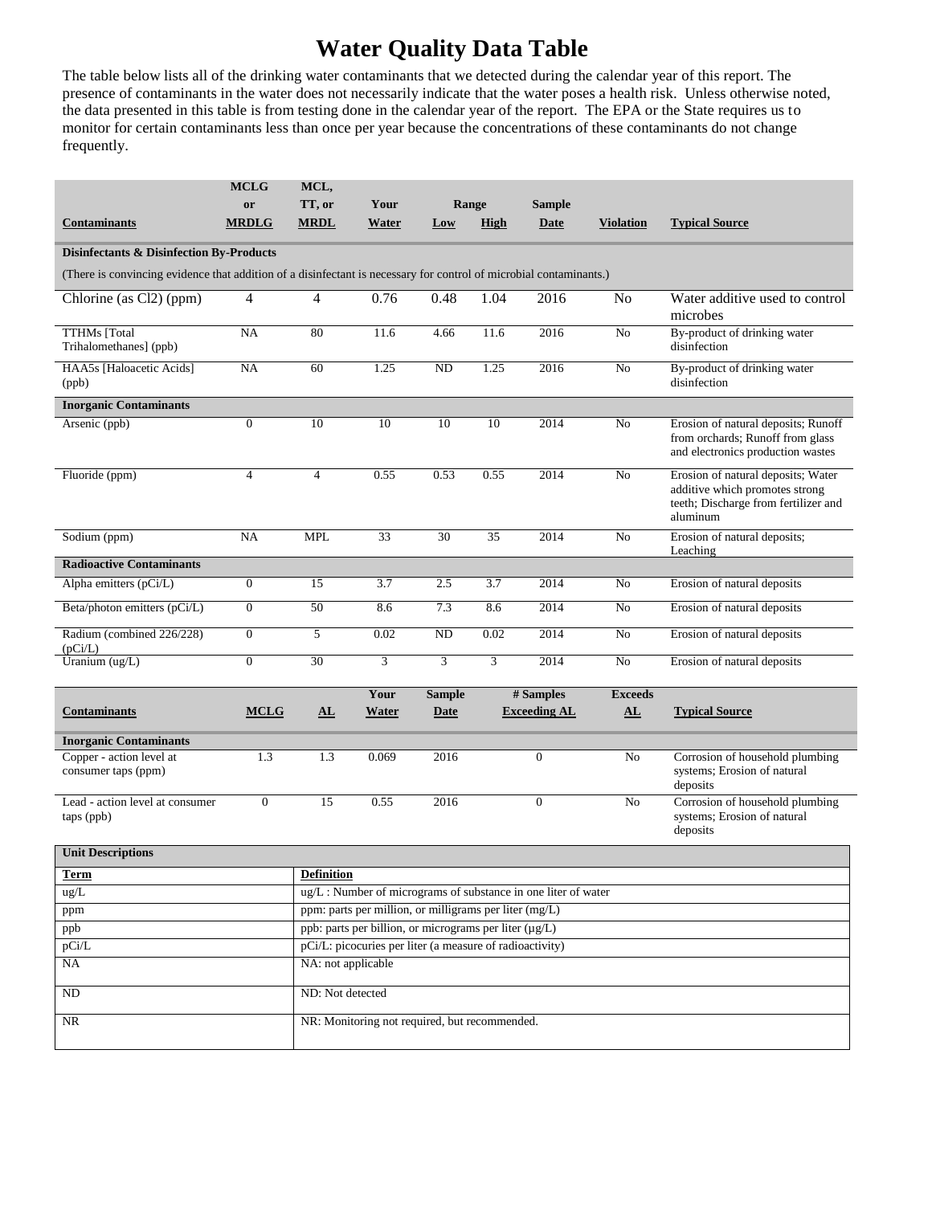# Water Quality Data Table

The table below lists all of the drinking water contaminants that we detected during the calendar year of this report. The presence of contaminants in the water does not necessarily indicate that the water poses a health risk. Unless otherwise noted, the data presented in this table is from testing done in the calendar year of the report. The EPA or the State requires us to monitor for certain contaminants less than once per year because the concentrations of these contaminants do not change frequently.

| Contaminants | MCLG or MRDLG | MCL, TT, or MRDL | Your Water | Range Low | Range High | Sample Date | Violation | Typical Source |
|---|---|---|---|---|---|---|---|---|
| **Disinfectants & Disinfection By-Products** | | | | | | | | |
| (There is convincing evidence that addition of a disinfectant is necessary for control of microbial contaminants.) | | | | | | | | |
| Chlorine (as Cl2) (ppm) | 4 | 4 | 0.76 | 0.48 | 1.04 | 2016 | No | Water additive used to control microbes |
| TTHMs [Total Trihalomethanes] (ppb) | NA | 80 | 11.6 | 4.66 | 11.6 | 2016 | No | By-product of drinking water disinfection |
| HAA5s [Haloacetic Acids] (ppb) | NA | 60 | 1.25 | ND | 1.25 | 2016 | No | By-product of drinking water disinfection |
| **Inorganic Contaminants** | | | | | | | | |
| Arsenic (ppb) | 0 | 10 | 10 | 10 | 10 | 2014 | No | Erosion of natural deposits; Runoff from orchards; Runoff from glass and electronics production wastes |
| Fluoride (ppm) | 4 | 4 | 0.55 | 0.53 | 0.55 | 2014 | No | Erosion of natural deposits; Water additive which promotes strong teeth; Discharge from fertilizer and aluminum |
| Sodium (ppm) | NA | MPL | 33 | 30 | 35 | 2014 | No | Erosion of natural deposits; Leaching |
| **Radioactive Contaminants** | | | | | | | | |
| Alpha emitters (pCi/L) | 0 | 15 | 3.7 | 2.5 | 3.7 | 2014 | No | Erosion of natural deposits |
| Beta/photon emitters (pCi/L) | 0 | 50 | 8.6 | 7.3 | 8.6 | 2014 | No | Erosion of natural deposits |
| Radium (combined 226/228) (pCi/L) | 0 | 5 | 0.02 | ND | 0.02 | 2014 | No | Erosion of natural deposits |
| Uranium (ug/L) | 0 | 30 | 3 | 3 | 3 | 2014 | No | Erosion of natural deposits |

| Contaminants | MCLG | AL | Your Water | Sample Date | # Samples Exceeding AL | Exceeds AL | Typical Source |
|---|---|---|---|---|---|---|---|
| **Inorganic Contaminants** | | | | | | | |
| Copper - action level at consumer taps (ppm) | 1.3 | 1.3 | 0.069 | 2016 | 0 | No | Corrosion of household plumbing systems; Erosion of natural deposits |
| Lead - action level at consumer taps (ppb) | 0 | 15 | 0.55 | 2016 | 0 | No | Corrosion of household plumbing systems; Erosion of natural deposits |

| Unit Descriptions | |
|---|---|
| **Term** | **Definition** |
| ug/L | ug/L : Number of micrograms of substance in one liter of water |
| ppm | ppm: parts per million, or milligrams per liter (mg/L) |
| ppb | ppb: parts per billion, or micrograms per liter (µg/L) |
| pCi/L | pCi/L: picocuries per liter (a measure of radioactivity) |
| NA | NA: not applicable |
| ND | ND: Not detected |
| NR | NR: Monitoring not required, but recommended. |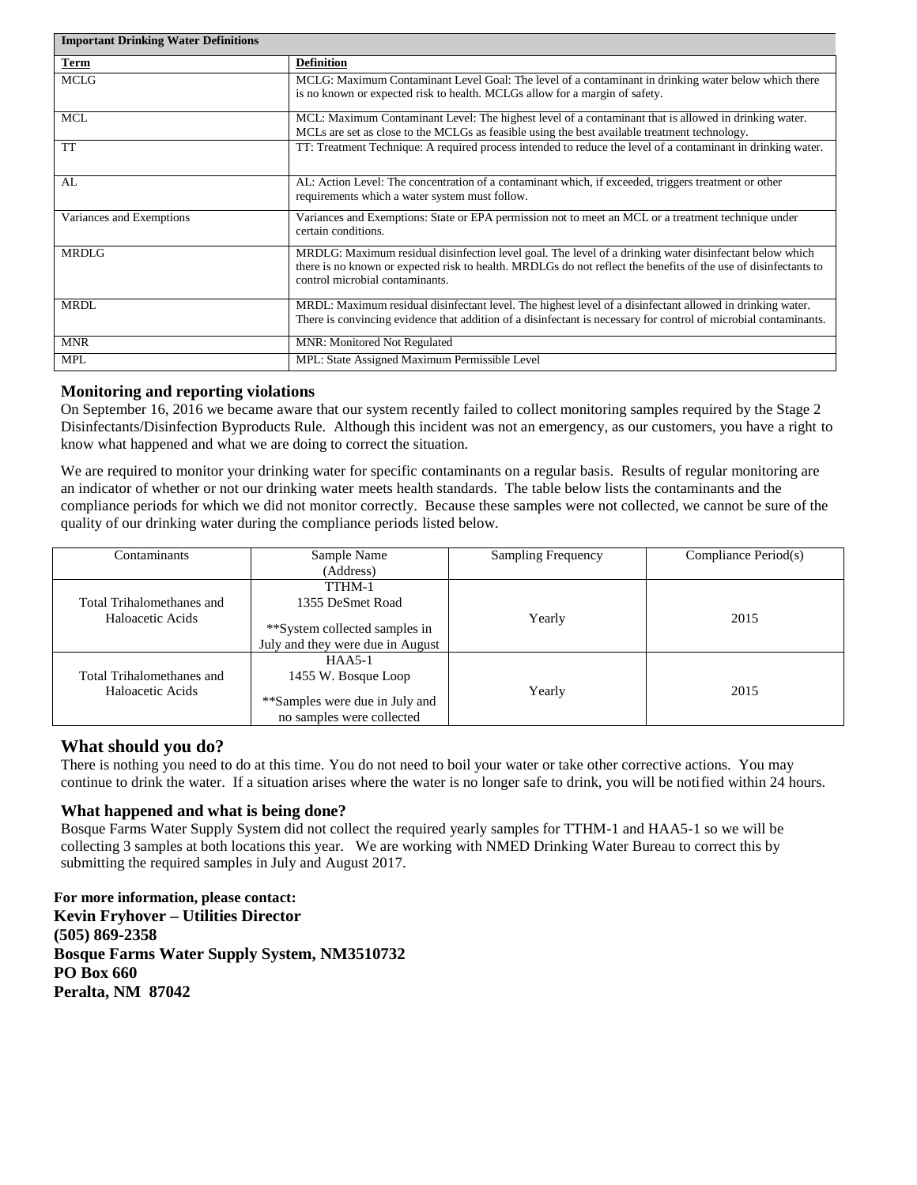| Important Drinking Water Definitions | |
|---|---|
| **Term** | **Definition** |
| MCLG | MCLG: Maximum Contaminant Level Goal: The level of a contaminant in drinking water below which there is no known or expected risk to health. MCLGs allow for a margin of safety. |
| MCL | MCL: Maximum Contaminant Level: The highest level of a contaminant that is allowed in drinking water. MCLs are set as close to the MCLGs as feasible using the best available treatment technology. |
| TT | TT: Treatment Technique: A required process intended to reduce the level of a contaminant in drinking water. |
| AL | AL: Action Level: The concentration of a contaminant which, if exceeded, triggers treatment or other requirements which a water system must follow. |
| Variances and Exemptions | Variances and Exemptions: State or EPA permission not to meet an MCL or a treatment technique under certain conditions. |
| MRDLG | MRDLG: Maximum residual disinfection level goal. The level of a drinking water disinfectant below which there is no known or expected risk to health. MRDLGs do not reflect the benefits of the use of disinfectants to control microbial contaminants. |
| MRDL | MRDL: Maximum residual disinfectant level. The highest level of a disinfectant allowed in drinking water. There is convincing evidence that addition of a disinfectant is necessary for control of microbial contaminants. |
| MNR | MNR: Monitored Not Regulated |
| MPL | MPL: State Assigned Maximum Permissible Level |

## Monitoring and reporting violations

On September 16, 2016 we became aware that our system recently failed to collect monitoring samples required by the Stage 2 Disinfectants/Disinfection Byproducts Rule. Although this incident was not an emergency, as our customers, you have a right to know what happened and what we are doing to correct the situation.

We are required to monitor your drinking water for specific contaminants on a regular basis. Results of regular monitoring are an indicator of whether or not our drinking water meets health standards. The table below lists the contaminants and the compliance periods for which we did not monitor correctly. Because these samples were not collected, we cannot be sure of the quality of our drinking water during the compliance periods listed below.

| Contaminants | Sample Name (Address) | Sampling Frequency | Compliance Period(s) |
|---|---|---|---|
| Total Trihalomethanes and Haloacetic Acids | TTHM-1<br>1355 DeSmet Road<br>**System collected samples in July and they were due in August | Yearly | 2015 |
| Total Trihalomethanes and Haloacetic Acids | HAA5-1<br>1455 W. Bosque Loop<br>**Samples were due in July and no samples were collected | Yearly | 2015 |

## What should you do?

There is nothing you need to do at this time. You do not need to boil your water or take other corrective actions. You may continue to drink the water. If a situation arises where the water is no longer safe to drink, you will be notified within 24 hours.

## What happened and what is being done?

Bosque Farms Water Supply System did not collect the required yearly samples for TTHM-1 and HAA5-1 so we will be collecting 3 samples at both locations this year. We are working with NMED Drinking Water Bureau to correct this by submitting the required samples in July and August 2017.

**For more information, please contact:**
**Kevin Fryhover – Utilities Director**
**(505) 869-2358**
**Bosque Farms Water Supply System, NM3510732**
**PO Box 660**
**Peralta, NM 87042**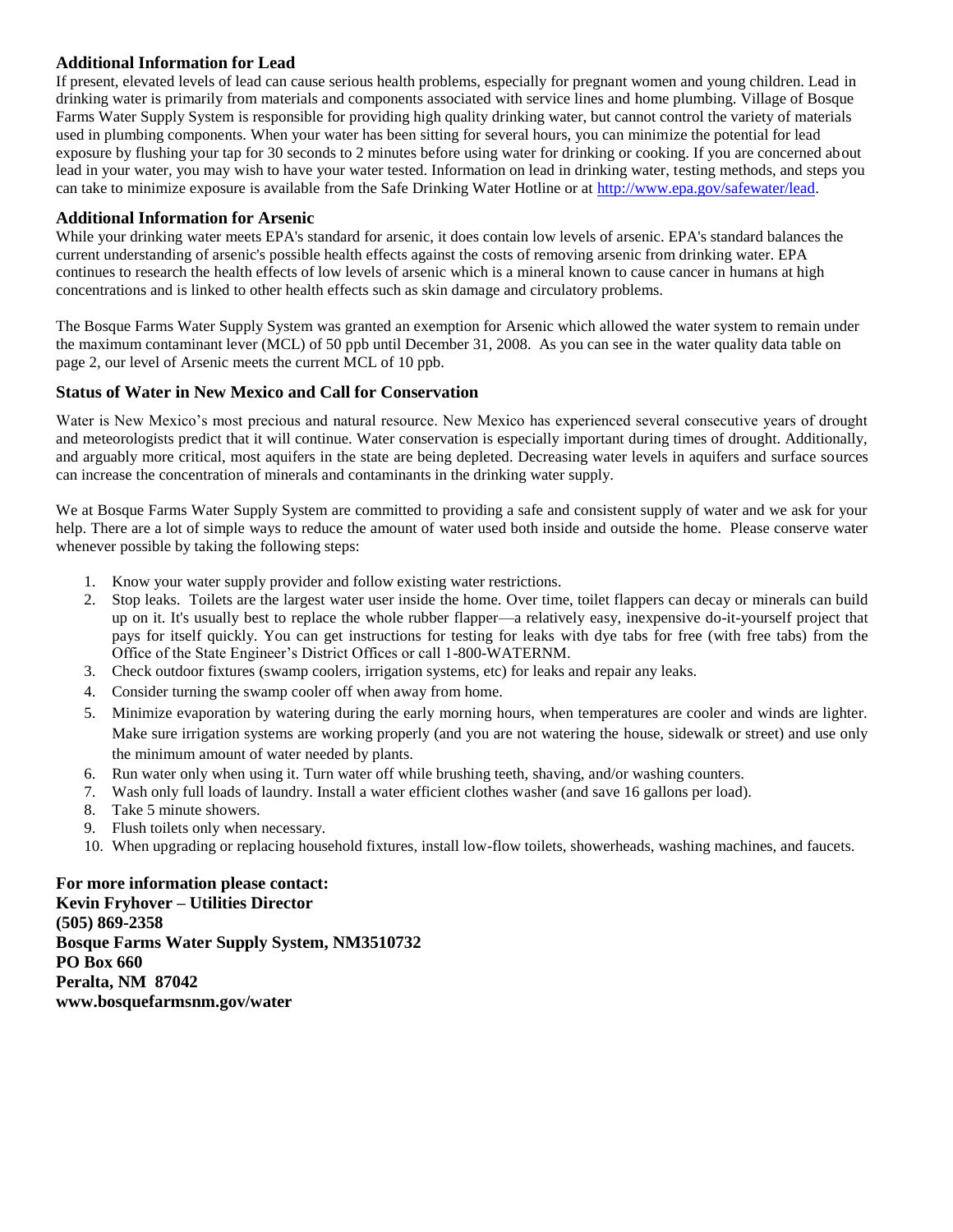### Additional Information for Lead

If present, elevated levels of lead can cause serious health problems, especially for pregnant women and young children. Lead in drinking water is primarily from materials and components associated with service lines and home plumbing. Village of Bosque Farms Water Supply System is responsible for providing high quality drinking water, but cannot control the variety of materials used in plumbing components. When your water has been sitting for several hours, you can minimize the potential for lead exposure by flushing your tap for 30 seconds to 2 minutes before using water for drinking or cooking. If you are concerned about lead in your water, you may wish to have your water tested. Information on lead in drinking water, testing methods, and steps you can take to minimize exposure is available from the Safe Drinking Water Hotline or at http://www.epa.gov/safewater/lead.

### Additional Information for Arsenic

While your drinking water meets EPA's standard for arsenic, it does contain low levels of arsenic. EPA's standard balances the current understanding of arsenic's possible health effects against the costs of removing arsenic from drinking water. EPA continues to research the health effects of low levels of arsenic which is a mineral known to cause cancer in humans at high concentrations and is linked to other health effects such as skin damage and circulatory problems.

The Bosque Farms Water Supply System was granted an exemption for Arsenic which allowed the water system to remain under the maximum contaminant lever (MCL) of 50 ppb until December 31, 2008. As you can see in the water quality data table on page 2, our level of Arsenic meets the current MCL of 10 ppb.

### Status of Water in New Mexico and Call for Conservation

Water is New Mexico's most precious and natural resource. New Mexico has experienced several consecutive years of drought and meteorologists predict that it will continue. Water conservation is especially important during times of drought. Additionally, and arguably more critical, most aquifers in the state are being depleted. Decreasing water levels in aquifers and surface sources can increase the concentration of minerals and contaminants in the drinking water supply.

We at Bosque Farms Water Supply System are committed to providing a safe and consistent supply of water and we ask for your help. There are a lot of simple ways to reduce the amount of water used both inside and outside the home. Please conserve water whenever possible by taking the following steps:

1. Know your water supply provider and follow existing water restrictions.
2. Stop leaks. Toilets are the largest water user inside the home. Over time, toilet flappers can decay or minerals can build up on it. It's usually best to replace the whole rubber flapper—a relatively easy, inexpensive do-it-yourself project that pays for itself quickly. You can get instructions for testing for leaks with dye tabs for free (with free tabs) from the Office of the State Engineer's District Offices or call 1-800-WATERNM.
3. Check outdoor fixtures (swamp coolers, irrigation systems, etc) for leaks and repair any leaks.
4. Consider turning the swamp cooler off when away from home.
5. Minimize evaporation by watering during the early morning hours, when temperatures are cooler and winds are lighter. Make sure irrigation systems are working properly (and you are not watering the house, sidewalk or street) and use only the minimum amount of water needed by plants.
6. Run water only when using it. Turn water off while brushing teeth, shaving, and/or washing counters.
7. Wash only full loads of laundry. Install a water efficient clothes washer (and save 16 gallons per load).
8. Take 5 minute showers.
9. Flush toilets only when necessary.
10. When upgrading or replacing household fixtures, install low-flow toilets, showerheads, washing machines, and faucets.

**For more information please contact:**
**Kevin Fryhover – Utilities Director**
**(505) 869-2358**
**Bosque Farms Water Supply System, NM3510732**
**PO Box 660**
**Peralta, NM 87042**
**www.bosquefarmsnm.gov/water**